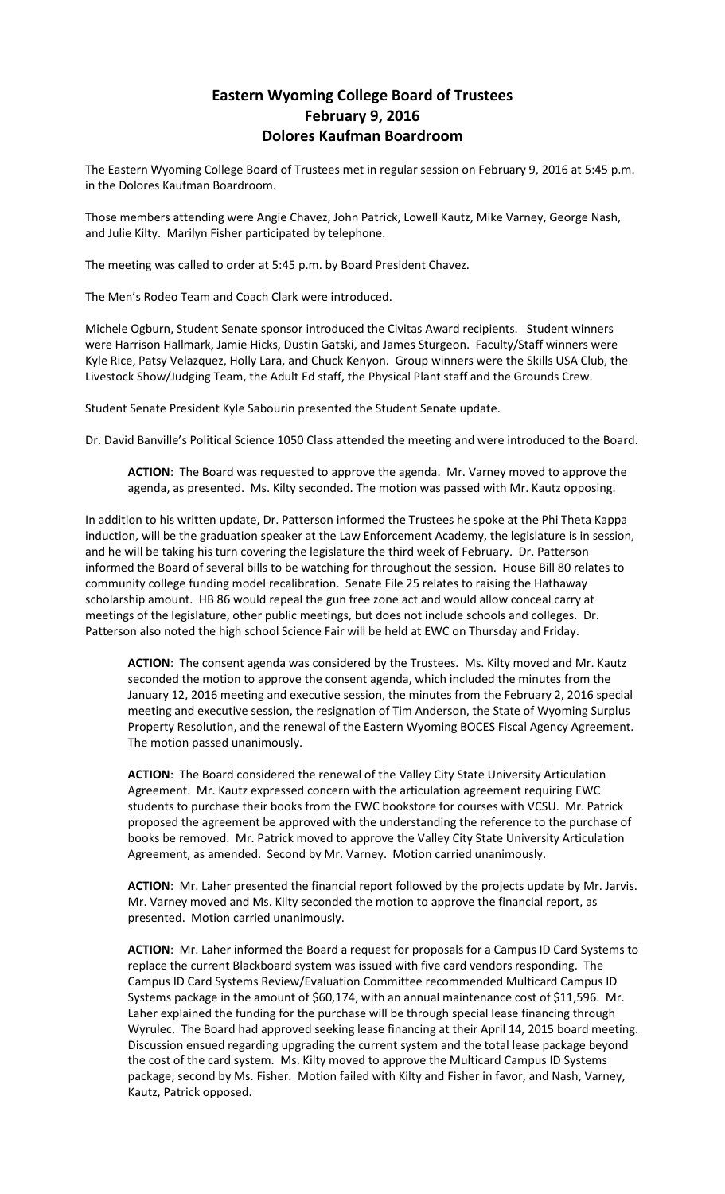# Eastern Wyoming College Board of Trustees
## February 9, 2016
## Dolores Kaufman Boardroom

The Eastern Wyoming College Board of Trustees met in regular session on February 9, 2016 at 5:45 p.m. in the Dolores Kaufman Boardroom.

Those members attending were Angie Chavez, John Patrick, Lowell Kautz, Mike Varney, George Nash, and Julie Kilty. Marilyn Fisher participated by telephone.

The meeting was called to order at 5:45 p.m. by Board President Chavez.

The Men's Rodeo Team and Coach Clark were introduced.

Michele Ogburn, Student Senate sponsor introduced the Civitas Award recipients. Student winners were Harrison Hallmark, Jamie Hicks, Dustin Gatski, and James Sturgeon. Faculty/Staff winners were Kyle Rice, Patsy Velazquez, Holly Lara, and Chuck Kenyon. Group winners were the Skills USA Club, the Livestock Show/Judging Team, the Adult Ed staff, the Physical Plant staff and the Grounds Crew.

Student Senate President Kyle Sabourin presented the Student Senate update.

Dr. David Banville's Political Science 1050 Class attended the meeting and were introduced to the Board.

> **ACTION**: The Board was requested to approve the agenda. Mr. Varney moved to approve the agenda, as presented. Ms. Kilty seconded. The motion was passed with Mr. Kautz opposing.

In addition to his written update, Dr. Patterson informed the Trustees he spoke at the Phi Theta Kappa induction, will be the graduation speaker at the Law Enforcement Academy, the legislature is in session, and he will be taking his turn covering the legislature the third week of February. Dr. Patterson informed the Board of several bills to be watching for throughout the session. House Bill 80 relates to community college funding model recalibration. Senate File 25 relates to raising the Hathaway scholarship amount. HB 86 would repeal the gun free zone act and would allow conceal carry at meetings of the legislature, other public meetings, but does not include schools and colleges. Dr. Patterson also noted the high school Science Fair will be held at EWC on Thursday and Friday.

> **ACTION**: The consent agenda was considered by the Trustees. Ms. Kilty moved and Mr. Kautz seconded the motion to approve the consent agenda, which included the minutes from the January 12, 2016 meeting and executive session, the minutes from the February 2, 2016 special meeting and executive session, the resignation of Tim Anderson, the State of Wyoming Surplus Property Resolution, and the renewal of the Eastern Wyoming BOCES Fiscal Agency Agreement. The motion passed unanimously.

> **ACTION**: The Board considered the renewal of the Valley City State University Articulation Agreement. Mr. Kautz expressed concern with the articulation agreement requiring EWC students to purchase their books from the EWC bookstore for courses with VCSU. Mr. Patrick proposed the agreement be approved with the understanding the reference to the purchase of books be removed. Mr. Patrick moved to approve the Valley City State University Articulation Agreement, as amended. Second by Mr. Varney. Motion carried unanimously.

> **ACTION**: Mr. Laher presented the financial report followed by the projects update by Mr. Jarvis. Mr. Varney moved and Ms. Kilty seconded the motion to approve the financial report, as presented. Motion carried unanimously.

> **ACTION**: Mr. Laher informed the Board a request for proposals for a Campus ID Card Systems to replace the current Blackboard system was issued with five card vendors responding. The Campus ID Card Systems Review/Evaluation Committee recommended Multicard Campus ID Systems package in the amount of $60,174, with an annual maintenance cost of $11,596. Mr. Laher explained the funding for the purchase will be through special lease financing through Wyrulec. The Board had approved seeking lease financing at their April 14, 2015 board meeting. Discussion ensued regarding upgrading the current system and the total lease package beyond the cost of the card system. Ms. Kilty moved to approve the Multicard Campus ID Systems package; second by Ms. Fisher. Motion failed with Kilty and Fisher in favor, and Nash, Varney, Kautz, Patrick opposed.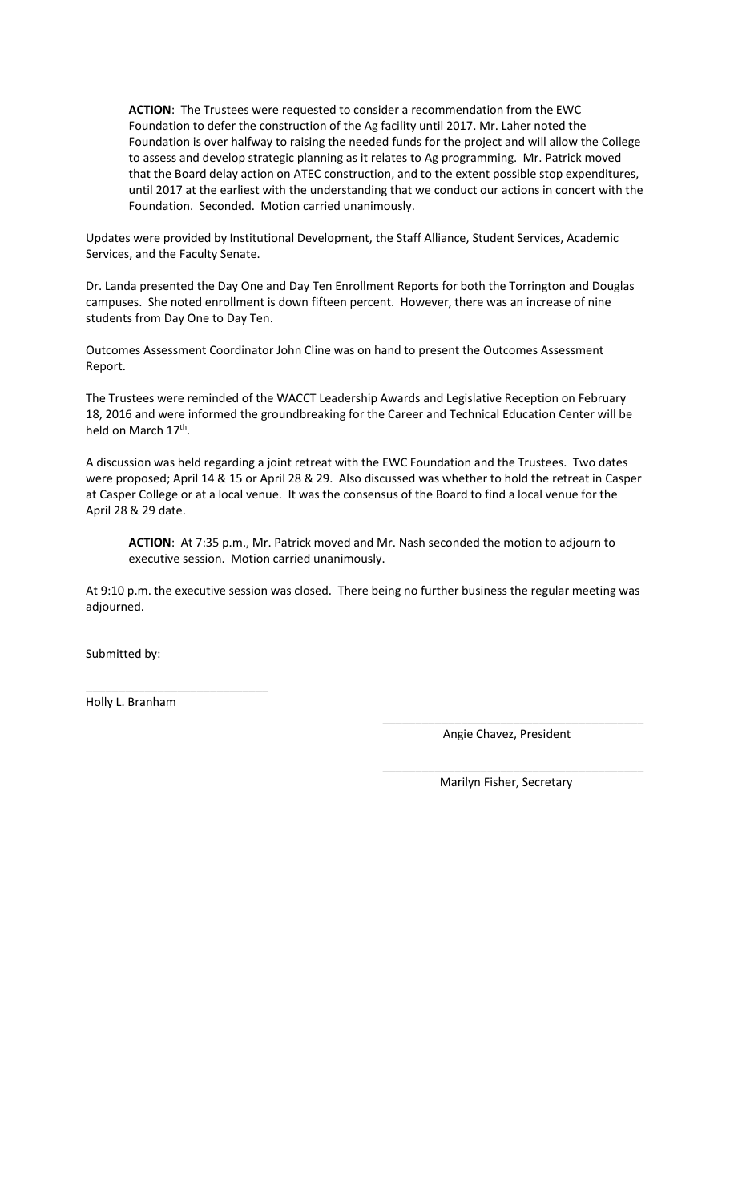> **ACTION**: The Trustees were requested to consider a recommendation from the EWC Foundation to defer the construction of the Ag facility until 2017. Mr. Laher noted the Foundation is over halfway to raising the needed funds for the project and will allow the College to assess and develop strategic planning as it relates to Ag programming. Mr. Patrick moved that the Board delay action on ATEC construction, and to the extent possible stop expenditures, until 2017 at the earliest with the understanding that we conduct our actions in concert with the Foundation. Seconded. Motion carried unanimously.

Updates were provided by Institutional Development, the Staff Alliance, Student Services, Academic Services, and the Faculty Senate.

Dr. Landa presented the Day One and Day Ten Enrollment Reports for both the Torrington and Douglas campuses. She noted enrollment is down fifteen percent. However, there was an increase of nine students from Day One to Day Ten.

Outcomes Assessment Coordinator John Cline was on hand to present the Outcomes Assessment Report.

The Trustees were reminded of the WACCT Leadership Awards and Legislative Reception on February 18, 2016 and were informed the groundbreaking for the Career and Technical Education Center will be held on March 17th.

A discussion was held regarding a joint retreat with the EWC Foundation and the Trustees. Two dates were proposed; April 14 & 15 or April 28 & 29. Also discussed was whether to hold the retreat in Casper at Casper College or at a local venue. It was the consensus of the Board to find a local venue for the April 28 & 29 date.

> **ACTION**: At 7:35 p.m., Mr. Patrick moved and Mr. Nash seconded the motion to adjourn to executive session. Motion carried unanimously.

At 9:10 p.m. the executive session was closed. There being no further business the regular meeting was adjourned.

Submitted by:

\_\_\_\_\_\_\_\_\_\_\_\_\_\_\_\_\_\_\_\_\_\_\_\_\_\_\_\_\_\_

Holly L. Branham

\_\_\_\_\_\_\_\_\_\_\_\_\_\_\_\_\_\_\_\_\_\_\_\_\_\_\_\_\_\_\_\_\_\_\_\_\_\_\_\_\_\_

Angie Chavez, President

\_\_\_\_\_\_\_\_\_\_\_\_\_\_\_\_\_\_\_\_\_\_\_\_\_\_\_\_\_\_\_\_\_\_\_\_\_\_\_\_\_\_

Marilyn Fisher, Secretary